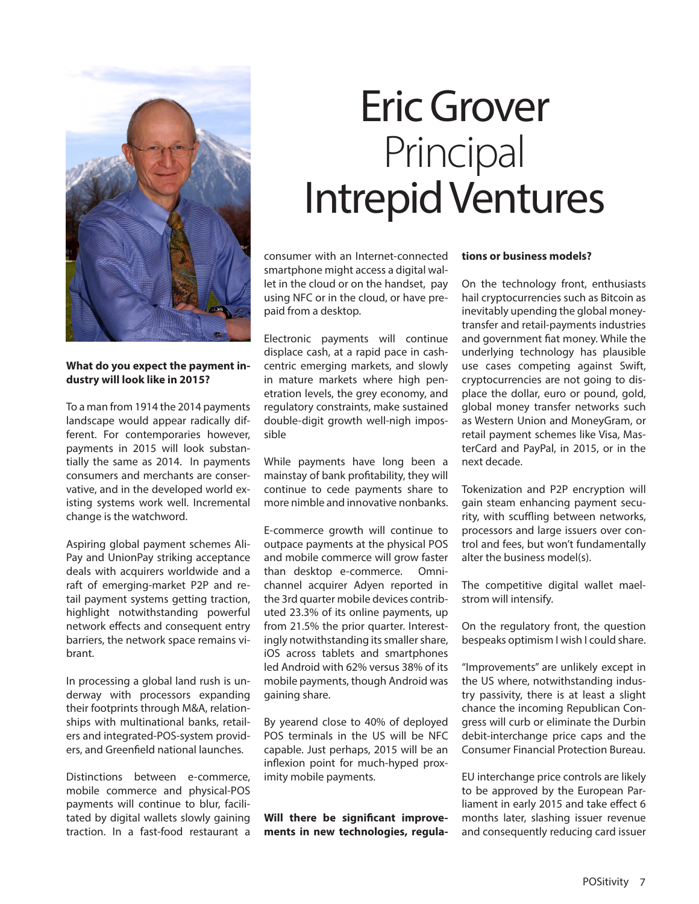# Eric Grover
## Principal
## Intrepid Ventures

**What do you expect the payment industry will look like in 2015?**

To a man from 1914 the 2014 payments landscape would appear radically different. For contemporaries however, payments in 2015 will look substantially the same as 2014. In payments consumers and merchants are conservative, and in the developed world existing systems work well. Incremental change is the watchword.

Aspiring global payment schemes AliPay and UnionPay striking acceptance deals with acquirers worldwide and a raft of emerging-market P2P and retail payment systems getting traction, highlight notwithstanding powerful network effects and consequent entry barriers, the network space remains vibrant.

In processing a global land rush is underway with processors expanding their footprints through M&A, relationships with multinational banks, retailers and integrated-POS-system providers, and Greenfield national launches.

Distinctions between e-commerce, mobile commerce and physical-POS payments will continue to blur, facilitated by digital wallets slowly gaining traction. In a fast-food restaurant a consumer with an Internet-connected smartphone might access a digital wallet in the cloud or on the handset, pay using NFC or in the cloud, or have prepaid from a desktop.

Electronic payments will continue displace cash, at a rapid pace in cash-centric emerging markets, and slowly in mature markets where high penetration levels, the grey economy, and regulatory constraints, make sustained double-digit growth well-nigh impossible

While payments have long been a mainstay of bank profitability, they will continue to cede payments share to more nimble and innovative nonbanks.

E-commerce growth will continue to outpace payments at the physical POS and mobile commerce will grow faster than desktop e-commerce. Omni-channel acquirer Adyen reported in the 3rd quarter mobile devices contributed 23.3% of its online payments, up from 21.5% the prior quarter. Interestingly notwithstanding its smaller share, iOS across tablets and smartphones led Android with 62% versus 38% of its mobile payments, though Android was gaining share.

By yearend close to 40% of deployed POS terminals in the US will be NFC capable. Just perhaps, 2015 will be an inflexion point for much-hyped proximity mobile payments.

**Will there be significant improvements in new technologies, regulations or business models?**

On the technology front, enthusiasts hail cryptocurrencies such as Bitcoin as inevitably upending the global money-transfer and retail-payments industries and government fiat money. While the underlying technology has plausible use cases competing against Swift, cryptocurrencies are not going to displace the dollar, euro or pound, gold, global money transfer networks such as Western Union and MoneyGram, or retail payment schemes like Visa, MasterCard and PayPal, in 2015, or in the next decade.

Tokenization and P2P encryption will gain steam enhancing payment security, with scuffling between networks, processors and large issuers over control and fees, but won't fundamentally alter the business model(s).

The competitive digital wallet maelstrom will intensify.

On the regulatory front, the question bespeaks optimism I wish I could share.

"Improvements" are unlikely except in the US where, notwithstanding industry passivity, there is at least a slight chance the incoming Republican Congress will curb or eliminate the Durbin debit-interchange price caps and the Consumer Financial Protection Bureau.

EU interchange price controls are likely to be approved by the European Parliament in early 2015 and take effect 6 months later, slashing issuer revenue and consequently reducing card issuer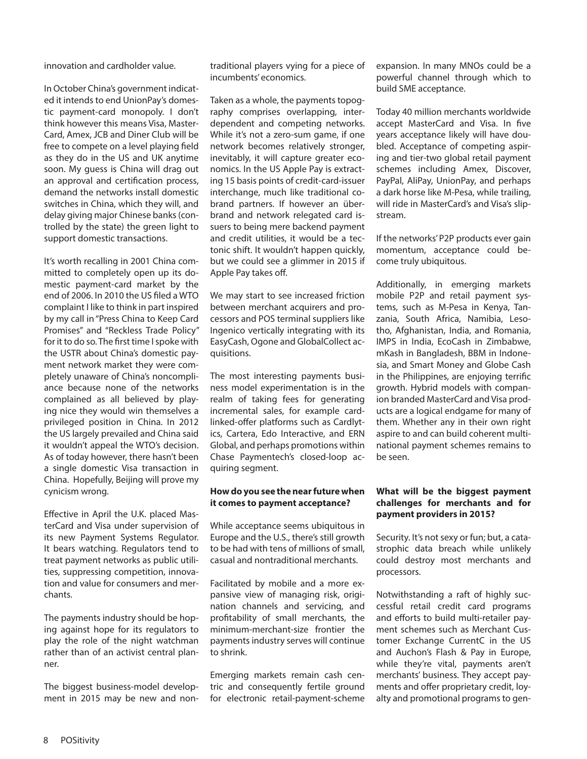innovation and cardholder value.

In October China's government indicated it intends to end UnionPay's domestic payment-card monopoly. I don't think however this means Visa, MasterCard, Amex, JCB and Diner Club will be free to compete on a level playing field as they do in the US and UK anytime soon. My guess is China will drag out an approval and certification process, demand the networks install domestic switches in China, which they will, and delay giving major Chinese banks (controlled by the state) the green light to support domestic transactions.

It's worth recalling in 2001 China committed to completely open up its domestic payment-card market by the end of 2006. In 2010 the US filed a WTO complaint I like to think in part inspired by my call in "Press China to Keep Card Promises" and "Reckless Trade Policy" for it to do so. The first time I spoke with the USTR about China's domestic payment network market they were completely unaware of China's noncompliance because none of the networks complained as all believed by playing nice they would win themselves a privileged position in China. In 2012 the US largely prevailed and China said it wouldn't appeal the WTO's decision. As of today however, there hasn't been a single domestic Visa transaction in China. Hopefully, Beijing will prove my cynicism wrong.

Effective in April the U.K. placed MasterCard and Visa under supervision of its new Payment Systems Regulator. It bears watching. Regulators tend to treat payment networks as public utilities, suppressing competition, innovation and value for consumers and merchants.

The payments industry should be hoping against hope for its regulators to play the role of the night watchman rather than of an activist central planner.

The biggest business-model development in 2015 may be new and nontraditional players vying for a piece of incumbents' economics.

Taken as a whole, the payments topography comprises overlapping, interdependent and competing networks. While it's not a zero-sum game, if one network becomes relatively stronger, inevitably, it will capture greater economics. In the US Apple Pay is extracting 15 basis points of credit-card-issuer interchange, much like traditional cobrand partners. If however an überbrand and network relegated card issuers to being mere backend payment and credit utilities, it would be a tectonic shift. It wouldn't happen quickly, but we could see a glimmer in 2015 if Apple Pay takes off.

We may start to see increased friction between merchant acquirers and processors and POS terminal suppliers like Ingenico vertically integrating with its EasyCash, Ogone and GlobalCollect acquisitions.

The most interesting payments business model experimentation is in the realm of taking fees for generating incremental sales, for example card-linked-offer platforms such as Cardlytics, Cartera, Edo Interactive, and ERN Global, and perhaps promotions within Chase Paymentech's closed-loop acquiring segment.

**How do you see the near future when it comes to payment acceptance?**

While acceptance seems ubiquitous in Europe and the U.S., there's still growth to be had with tens of millions of small, casual and nontraditional merchants.

Facilitated by mobile and a more expansive view of managing risk, origination channels and servicing, and profitability of small merchants, the minimum-merchant-size frontier the payments industry serves will continue to shrink.

Emerging markets remain cash centric and consequently fertile ground for electronic retail-payment-scheme expansion. In many MNOs could be a powerful channel through which to build SME acceptance.

Today 40 million merchants worldwide accept MasterCard and Visa. In five years acceptance likely will have doubled. Acceptance of competing aspiring and tier-two global retail payment schemes including Amex, Discover, PayPal, AliPay, UnionPay, and perhaps a dark horse like M-Pesa, while trailing, will ride in MasterCard's and Visa's slipstream.

If the networks' P2P products ever gain momentum, acceptance could become truly ubiquitous.

Additionally, in emerging markets mobile P2P and retail payment systems, such as M-Pesa in Kenya, Tanzania, South Africa, Namibia, Lesotho, Afghanistan, India, and Romania, IMPS in India, EcoCash in Zimbabwe, mKash in Bangladesh, BBM in Indonesia, and Smart Money and Globe Cash in the Philippines, are enjoying terrific growth. Hybrid models with companion branded MasterCard and Visa products are a logical endgame for many of them. Whether any in their own right aspire to and can build coherent multinational payment schemes remains to be seen.

**What will be the biggest payment challenges for merchants and for payment providers in 2015?**

Security. It's not sexy or fun; but, a catastrophic data breach while unlikely could destroy most merchants and processors.

Notwithstanding a raft of highly successful retail credit card programs and efforts to build multi-retailer payment schemes such as Merchant Customer Exchange CurrentC in the US and Auchon's Flash & Pay in Europe, while they're vital, payments aren't merchants' business. They accept payments and offer proprietary credit, loyalty and promotional programs to gen-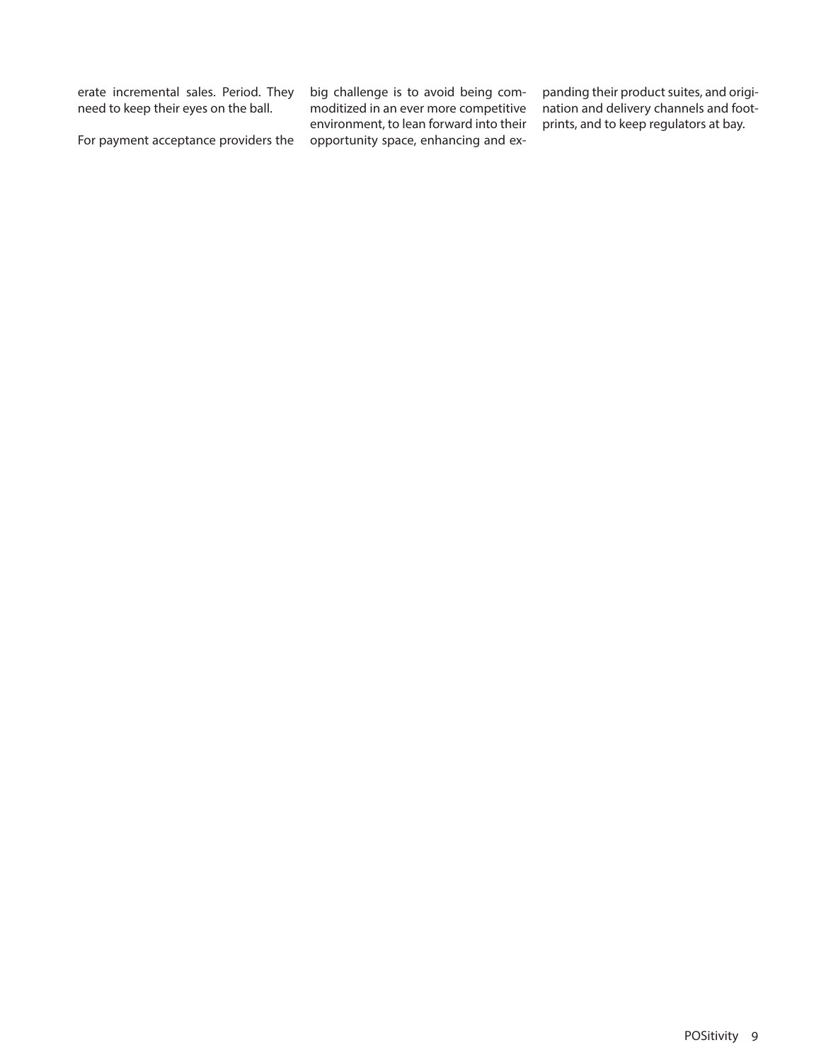erate incremental sales. Period. They need to keep their eyes on the ball.

For payment acceptance providers the big challenge is to avoid being commoditized in an ever more competitive environment, to lean forward into their opportunity space, enhancing and expanding their product suites, and origination and delivery channels and footprints, and to keep regulators at bay.